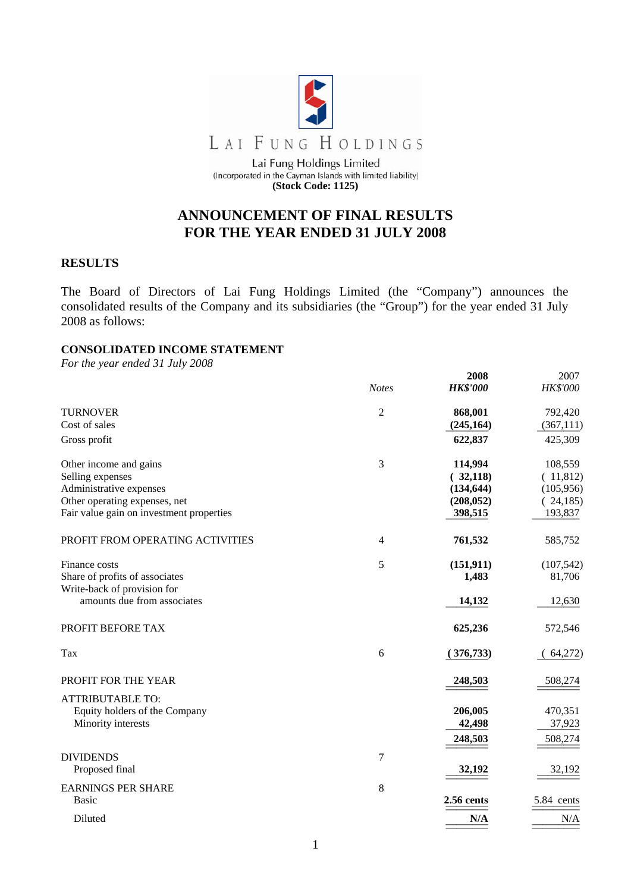LAI FUNG HOLDINGS

Lai Fung Holdings Limited
(Incorporated in the Cayman Islands with limited liability)
**(Stock Code: 1125)**

# ANNOUNCEMENT OF FINAL RESULTS FOR THE YEAR ENDED 31 JULY 2008

## RESULTS

The Board of Directors of Lai Fung Holdings Limited (the "Company") announces the consolidated results of the Company and its subsidiaries (the "Group") for the year ended 31 July 2008 as follows:

### CONSOLIDATED INCOME STATEMENT

*For the year ended 31 July 2008*

| | *Notes* | **2008** *HK$'000* | 2007 *HK$'000* |
|---|---|---|---|
| TURNOVER | 2 | **868,001** | 792,420 |
| Cost of sales | | **(245,164)** | (367,111) |
| Gross profit | | **622,837** | 425,309 |
| Other income and gains | 3 | **114,994** | 108,559 |
| Selling expenses | | **( 32,118)** | ( 11,812) |
| Administrative expenses | | **(134,644)** | (105,956) |
| Other operating expenses, net | | **(208,052)** | ( 24,185) |
| Fair value gain on investment properties | | **398,515** | 193,837 |
| PROFIT FROM OPERATING ACTIVITIES | 4 | **761,532** | 585,752 |
| Finance costs | 5 | **(151,911)** | (107,542) |
| Share of profits of associates | | **1,483** | 81,706 |
| Write-back of provision for amounts due from associates | | **14,132** | 12,630 |
| PROFIT BEFORE TAX | | **625,236** | 572,546 |
| Tax | 6 | **( 376,733)** | ( 64,272) |
| PROFIT FOR THE YEAR | | **248,503** | 508,274 |
| ATTRIBUTABLE TO: | | | |
| Equity holders of the Company | | **206,005** | 470,351 |
| Minority interests | | **42,498** | 37,923 |
| | | **248,503** | 508,274 |
| DIVIDENDS | 7 | | |
| Proposed final | | **32,192** | 32,192 |
| EARNINGS PER SHARE | 8 | | |
| Basic | | **2.56 cents** | 5.84 cents |
| Diluted | | **N/A** | N/A |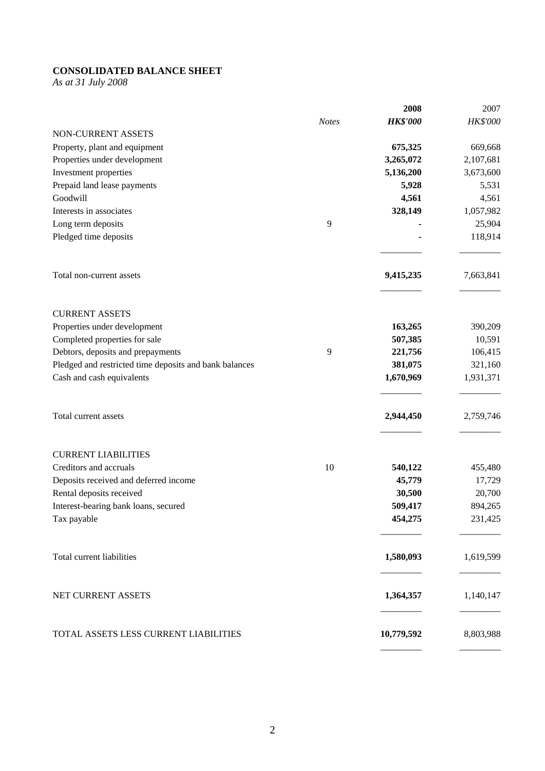**CONSOLIDATED BALANCE SHEET**

*As at 31 July 2008*

| | *Notes* | **2008** **HK$'000** | 2007 *HK$'000* |
|---|---|---|---|
| NON-CURRENT ASSETS | | | |
| Property, plant and equipment | | **675,325** | 669,668 |
| Properties under development | | **3,265,072** | 2,107,681 |
| Investment properties | | **5,136,200** | 3,673,600 |
| Prepaid land lease payments | | **5,928** | 5,531 |
| Goodwill | | **4,561** | 4,561 |
| Interests in associates | | **328,149** | 1,057,982 |
| Long term deposits | 9 | **-** | 25,904 |
| Pledged time deposits | | **-** | 118,914 |
| Total non-current assets | | **9,415,235** | 7,663,841 |
| CURRENT ASSETS | | | |
| Properties under development | | **163,265** | 390,209 |
| Completed properties for sale | | **507,385** | 10,591 |
| Debtors, deposits and prepayments | 9 | **221,756** | 106,415 |
| Pledged and restricted time deposits and bank balances | | **381,075** | 321,160 |
| Cash and cash equivalents | | **1,670,969** | 1,931,371 |
| Total current assets | | **2,944,450** | 2,759,746 |
| CURRENT LIABILITIES | | | |
| Creditors and accruals | 10 | **540,122** | 455,480 |
| Deposits received and deferred income | | **45,779** | 17,729 |
| Rental deposits received | | **30,500** | 20,700 |
| Interest-bearing bank loans, secured | | **509,417** | 894,265 |
| Tax payable | | **454,275** | 231,425 |
| Total current liabilities | | **1,580,093** | 1,619,599 |
| NET CURRENT ASSETS | | **1,364,357** | 1,140,147 |
| TOTAL ASSETS LESS CURRENT LIABILITIES | | **10,779,592** | 8,803,988 |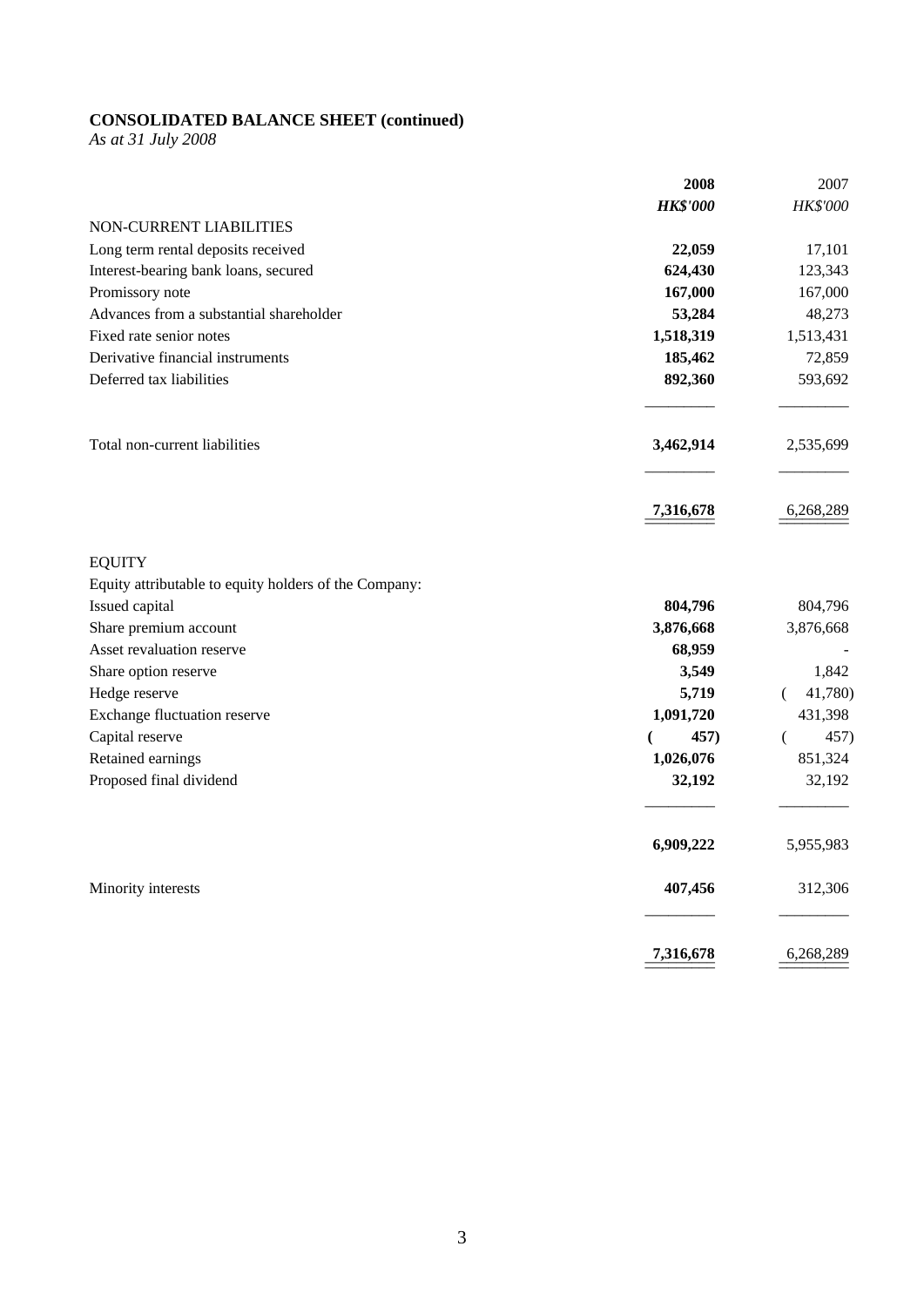**CONSOLIDATED BALANCE SHEET (continued)**

*As at 31 July 2008*

| | **2008** | 2007 |
|---|---|---|
| | ***HK$'000*** | *HK$'000* |
| NON-CURRENT LIABILITIES | | |
| Long term rental deposits received | **22,059** | 17,101 |
| Interest-bearing bank loans, secured | **624,430** | 123,343 |
| Promissory note | **167,000** | 167,000 |
| Advances from a substantial shareholder | **53,284** | 48,273 |
| Fixed rate senior notes | **1,518,319** | 1,513,431 |
| Derivative financial instruments | **185,462** | 72,859 |
| Deferred tax liabilities | **892,360** | 593,692 |
| Total non-current liabilities | **3,462,914** | 2,535,699 |
| | **7,316,678** | 6,268,289 |
| EQUITY | | |
| Equity attributable to equity holders of the Company: | | |
| Issued capital | **804,796** | 804,796 |
| Share premium account | **3,876,668** | 3,876,668 |
| Asset revaluation reserve | **68,959** | - |
| Share option reserve | **3,549** | 1,842 |
| Hedge reserve | **5,719** | ( 41,780) |
| Exchange fluctuation reserve | **1,091,720** | 431,398 |
| Capital reserve | **( 457)** | ( 457) |
| Retained earnings | **1,026,076** | 851,324 |
| Proposed final dividend | **32,192** | 32,192 |
| | **6,909,222** | 5,955,983 |
| Minority interests | **407,456** | 312,306 |
| | **7,316,678** | 6,268,289 |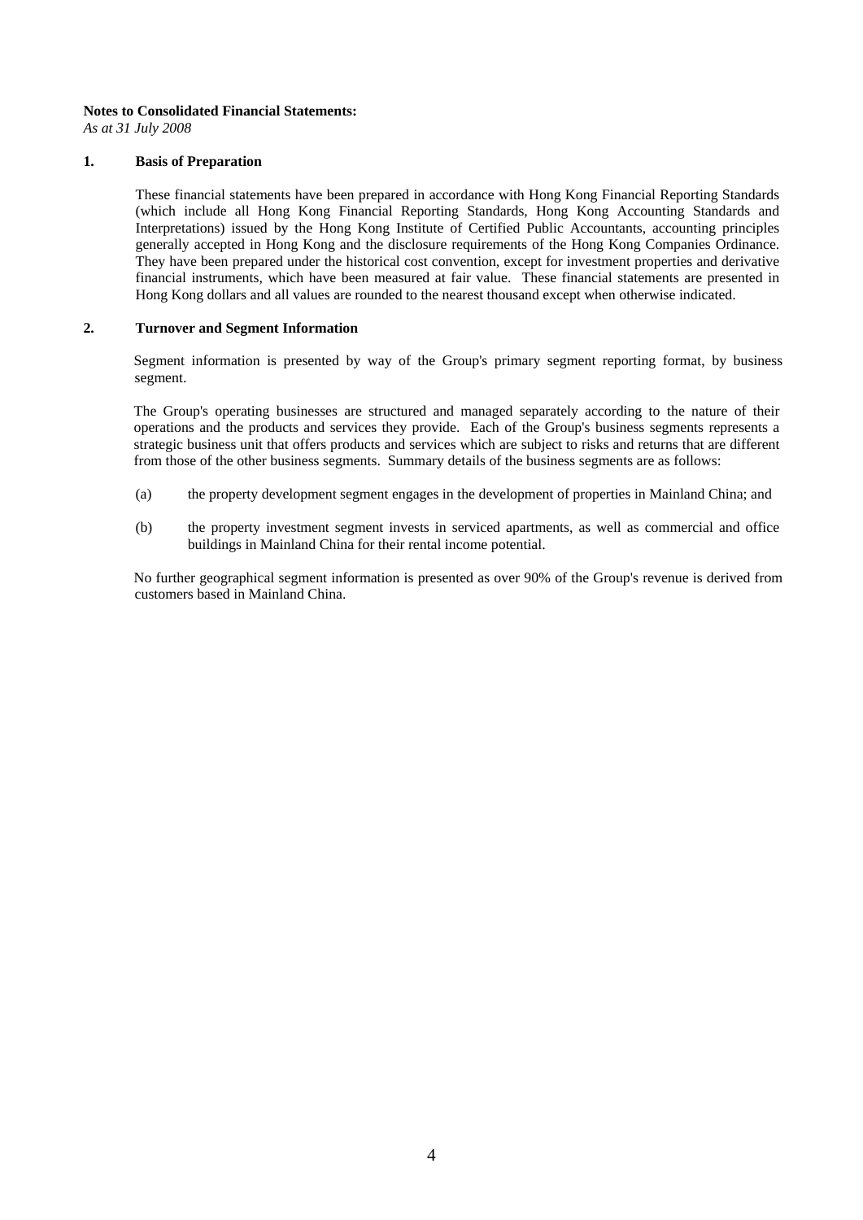**Notes to Consolidated Financial Statements:**

*As at 31 July 2008*

## 1. Basis of Preparation

These financial statements have been prepared in accordance with Hong Kong Financial Reporting Standards (which include all Hong Kong Financial Reporting Standards, Hong Kong Accounting Standards and Interpretations) issued by the Hong Kong Institute of Certified Public Accountants, accounting principles generally accepted in Hong Kong and the disclosure requirements of the Hong Kong Companies Ordinance. They have been prepared under the historical cost convention, except for investment properties and derivative financial instruments, which have been measured at fair value. These financial statements are presented in Hong Kong dollars and all values are rounded to the nearest thousand except when otherwise indicated.

## 2. Turnover and Segment Information

Segment information is presented by way of the Group's primary segment reporting format, by business segment.

The Group's operating businesses are structured and managed separately according to the nature of their operations and the products and services they provide. Each of the Group's business segments represents a strategic business unit that offers products and services which are subject to risks and returns that are different from those of the other business segments. Summary details of the business segments are as follows:

(a) the property development segment engages in the development of properties in Mainland China; and

(b) the property investment segment invests in serviced apartments, as well as commercial and office buildings in Mainland China for their rental income potential.

No further geographical segment information is presented as over 90% of the Group's revenue is derived from customers based in Mainland China.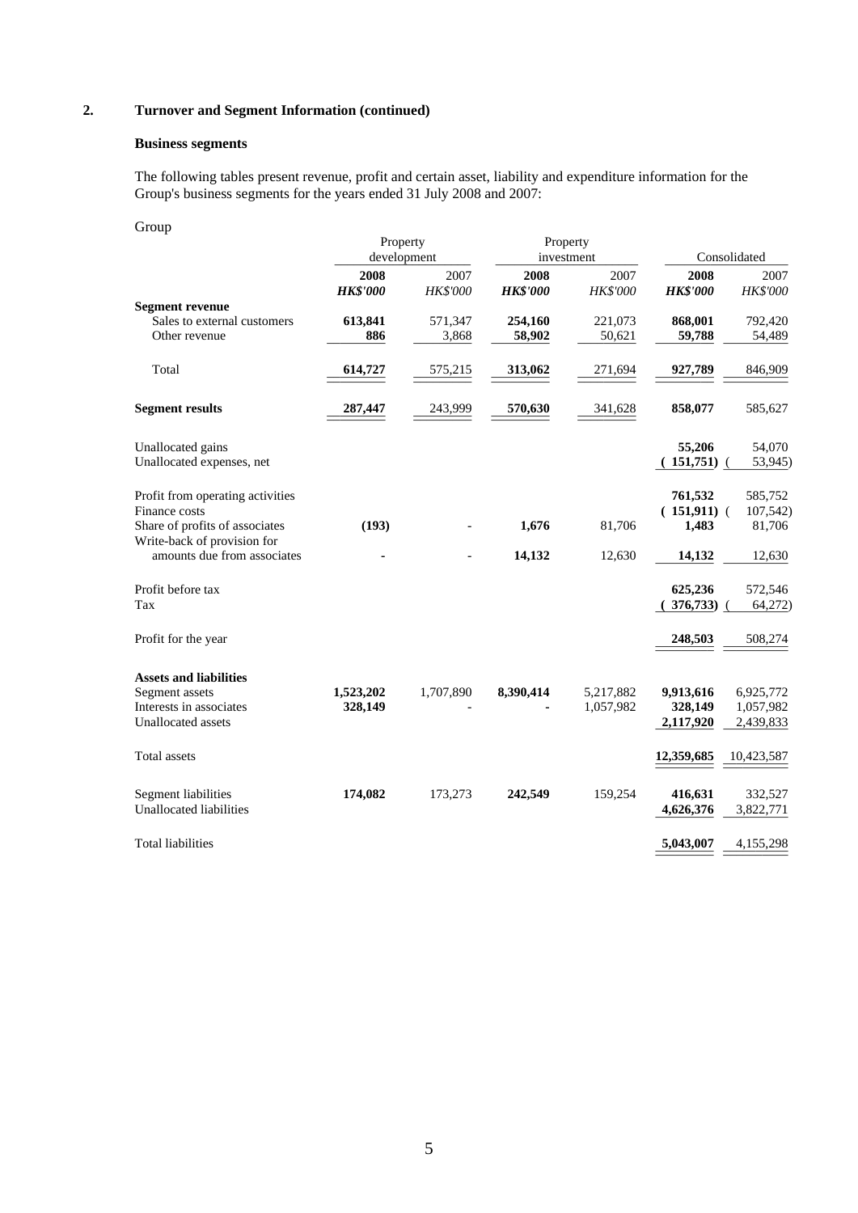## 2. Turnover and Segment Information (continued)

### Business segments

The following tables present revenue, profit and certain asset, liability and expenditure information for the Group's business segments for the years ended 31 July 2008 and 2007:

Group

| | Property development | | Property investment | | Consolidated | |
|---|---|---|---|---|---|---|
| | **2008** | 2007 | **2008** | 2007 | **2008** | 2007 |
| | ***HK$'000*** | *HK$'000* | ***HK$'000*** | *HK$'000* | ***HK$'000*** | *HK$'000* |
| **Segment revenue** | | | | | | |
| Sales to external customers | **613,841** | 571,347 | **254,160** | 221,073 | **868,001** | 792,420 |
| Other revenue | **886** | 3,868 | **58,902** | 50,621 | **59,788** | 54,489 |
| Total | **614,727** | 575,215 | **313,062** | 271,694 | **927,789** | 846,909 |
| **Segment results** | **287,447** | 243,999 | **570,630** | 341,628 | **858,077** | 585,627 |
| Unallocated gains | | | | | **55,206** | 54,070 |
| Unallocated expenses, net | | | | | **(151,751)** | (53,945) |
| Profit from operating activities | | | | | **761,532** | 585,752 |
| Finance costs | | | | | **(151,911)** | (107,542) |
| Share of profits of associates | **(193)** | - | **1,676** | 81,706 | **1,483** | 81,706 |
| Write-back of provision for amounts due from associates | **-** | - | **14,132** | 12,630 | **14,132** | 12,630 |
| Profit before tax | | | | | **625,236** | 572,546 |
| Tax | | | | | **(376,733)** | (64,272) |
| Profit for the year | | | | | **248,503** | 508,274 |
| **Assets and liabilities** | | | | | | |
| Segment assets | **1,523,202** | 1,707,890 | **8,390,414** | 5,217,882 | **9,913,616** | 6,925,772 |
| Interests in associates | **328,149** | - | **-** | 1,057,982 | **328,149** | 1,057,982 |
| Unallocated assets | | | | | **2,117,920** | 2,439,833 |
| Total assets | | | | | **12,359,685** | 10,423,587 |
| Segment liabilities | **174,082** | 173,273 | **242,549** | 159,254 | **416,631** | 332,527 |
| Unallocated liabilities | | | | | **4,626,376** | 3,822,771 |
| Total liabilities | | | | | **5,043,007** | 4,155,298 |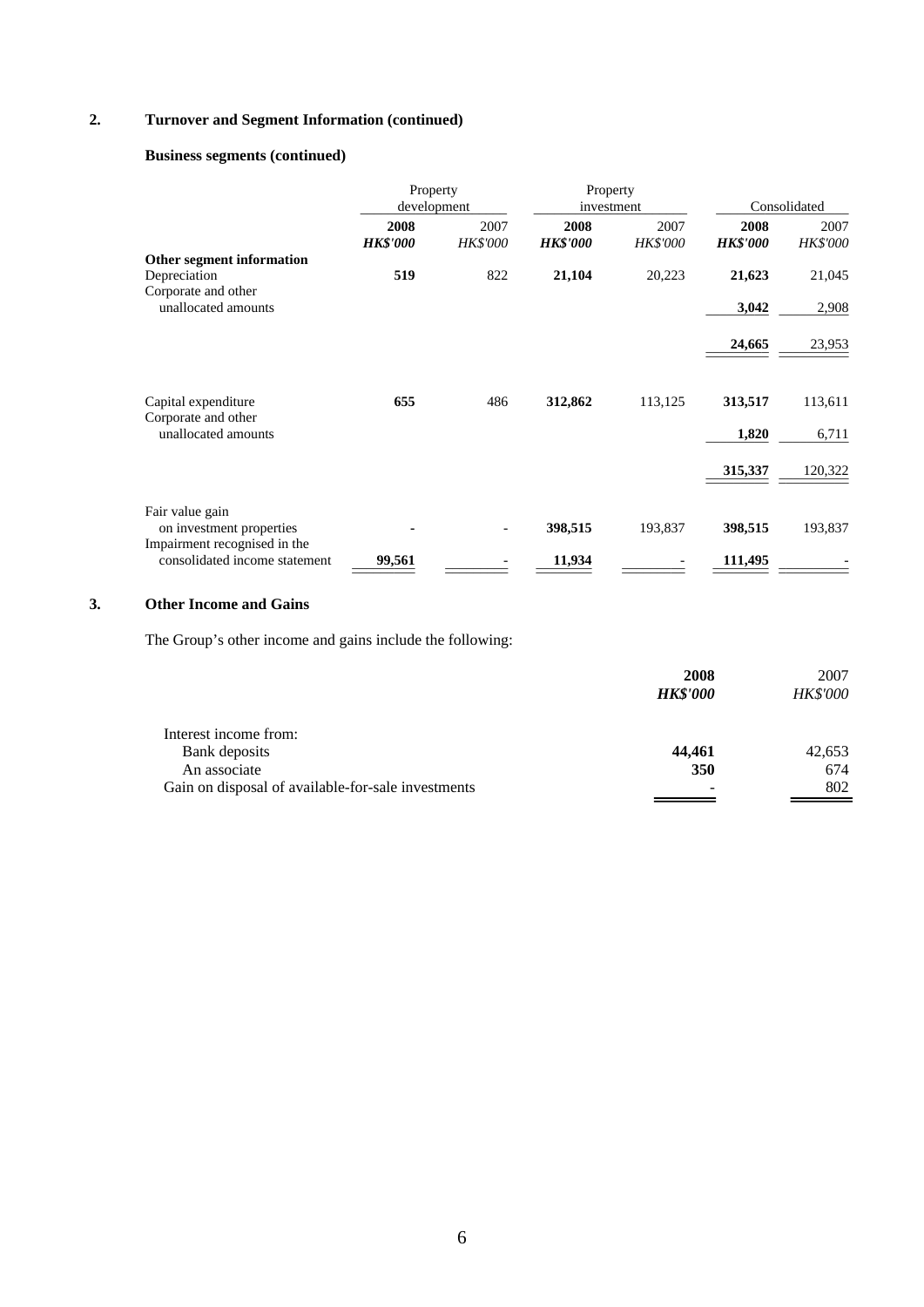## 2. Turnover and Segment Information (continued)

### Business segments (continued)

| | Property development | | Property investment | | Consolidated | |
|---|---|---|---|---|---|---|
| | **2008** | 2007 | **2008** | 2007 | **2008** | 2007 |
| | ***HK$'000*** | *HK$'000* | ***HK$'000*** | *HK$'000* | ***HK$'000*** | *HK$'000* |
| **Other segment information** | | | | | | |
| Depreciation | **519** | 822 | **21,104** | 20,223 | **21,623** | 21,045 |
| Corporate and other unallocated amounts | | | | | **3,042** | 2,908 |
| | | | | | **24,665** | 23,953 |
| Capital expenditure | **655** | 486 | **312,862** | 113,125 | **313,517** | 113,611 |
| Corporate and other unallocated amounts | | | | | **1,820** | 6,711 |
| | | | | | **315,337** | 120,322 |
| Fair value gain on investment properties | **-** | - | **398,515** | 193,837 | **398,515** | 193,837 |
| Impairment recognised in the consolidated income statement | **99,561** | - | **11,934** | - | **111,495** | - |

## 3. Other Income and Gains

The Group's other income and gains include the following:

| | **2008** | 2007 |
|---|---|---|
| | ***HK$'000*** | *HK$'000* |
| Interest income from: | | |
| Bank deposits | **44,461** | 42,653 |
| An associate | **350** | 674 |
| Gain on disposal of available-for-sale investments | **-** | 802 |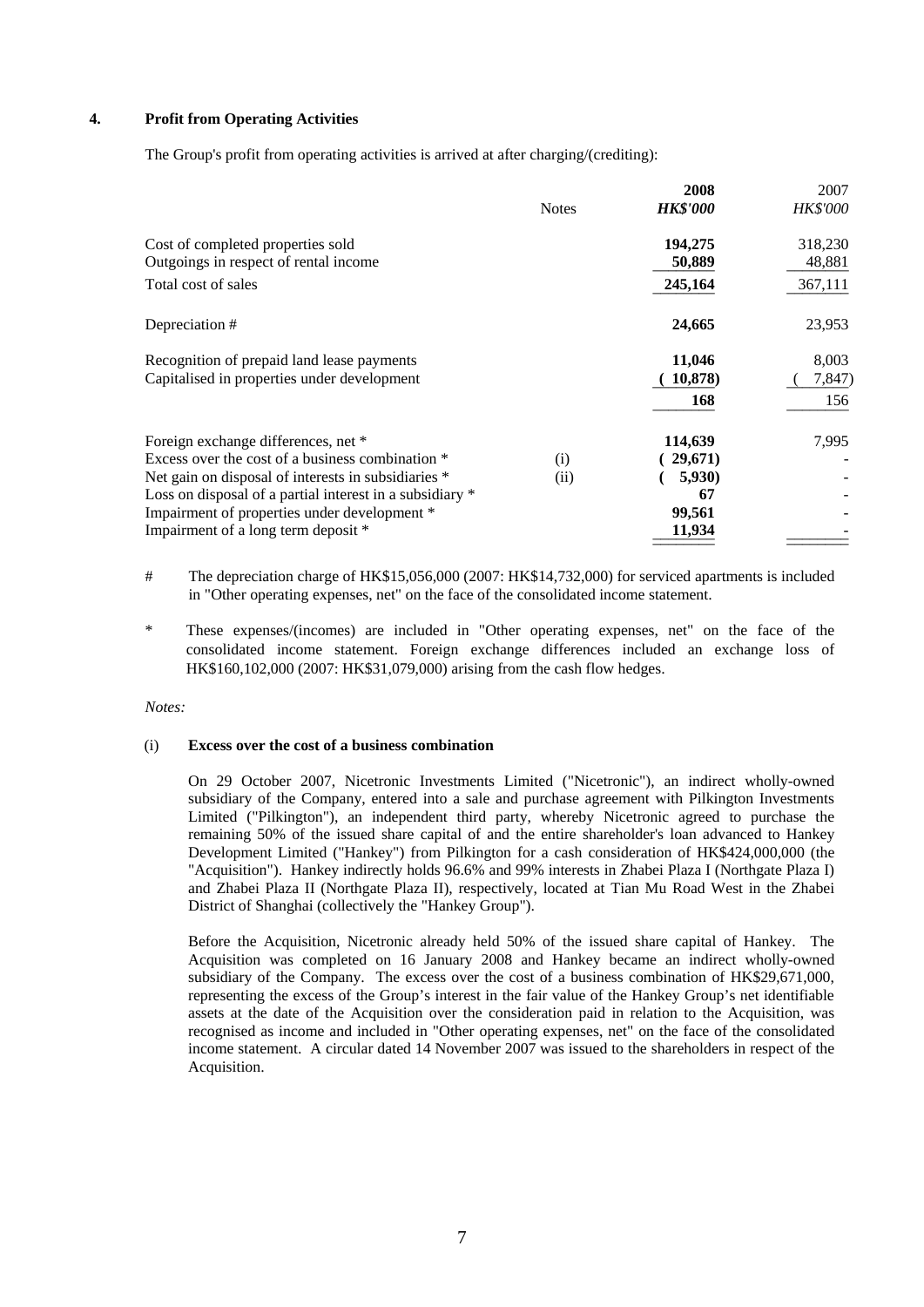## 4. Profit from Operating Activities

The Group's profit from operating activities is arrived at after charging/(crediting):

| | Notes | 2008 *HK$'000* | 2007 *HK$'000* |
|---|---|---|---|
| Cost of completed properties sold | | **194,275** | 318,230 |
| Outgoings in respect of rental income | | **50,889** | 48,881 |
| Total cost of sales | | **245,164** | 367,111 |
| Depreciation # | | **24,665** | 23,953 |
| Recognition of prepaid land lease payments | | **11,046** | 8,003 |
| Capitalised in properties under development | | **(10,878)** | (7,847) |
| | | **168** | 156 |
| Foreign exchange differences, net * | | **114,639** | 7,995 |
| Excess over the cost of a business combination * | (i) | **(29,671)** | - |
| Net gain on disposal of interests in subsidiaries * | (ii) | **(5,930)** | - |
| Loss on disposal of a partial interest in a subsidiary * | | **67** | - |
| Impairment of properties under development * | | **99,561** | - |
| Impairment of a long term deposit * | | **11,934** | - |

# The depreciation charge of HK$15,056,000 (2007: HK$14,732,000) for serviced apartments is included in "Other operating expenses, net" on the face of the consolidated income statement.

* These expenses/(incomes) are included in "Other operating expenses, net" on the face of the consolidated income statement. Foreign exchange differences included an exchange loss of HK$160,102,000 (2007: HK$31,079,000) arising from the cash flow hedges.

*Notes:*

(i) **Excess over the cost of a business combination**

On 29 October 2007, Nicetronic Investments Limited ("Nicetronic"), an indirect wholly-owned subsidiary of the Company, entered into a sale and purchase agreement with Pilkington Investments Limited ("Pilkington"), an independent third party, whereby Nicetronic agreed to purchase the remaining 50% of the issued share capital of and the entire shareholder's loan advanced to Hankey Development Limited ("Hankey") from Pilkington for a cash consideration of HK$424,000,000 (the "Acquisition"). Hankey indirectly holds 96.6% and 99% interests in Zhabei Plaza I (Northgate Plaza I) and Zhabei Plaza II (Northgate Plaza II), respectively, located at Tian Mu Road West in the Zhabei District of Shanghai (collectively the "Hankey Group").

Before the Acquisition, Nicetronic already held 50% of the issued share capital of Hankey. The Acquisition was completed on 16 January 2008 and Hankey became an indirect wholly-owned subsidiary of the Company. The excess over the cost of a business combination of HK$29,671,000, representing the excess of the Group's interest in the fair value of the Hankey Group's net identifiable assets at the date of the Acquisition over the consideration paid in relation to the Acquisition, was recognised as income and included in "Other operating expenses, net" on the face of the consolidated income statement. A circular dated 14 November 2007 was issued to the shareholders in respect of the Acquisition.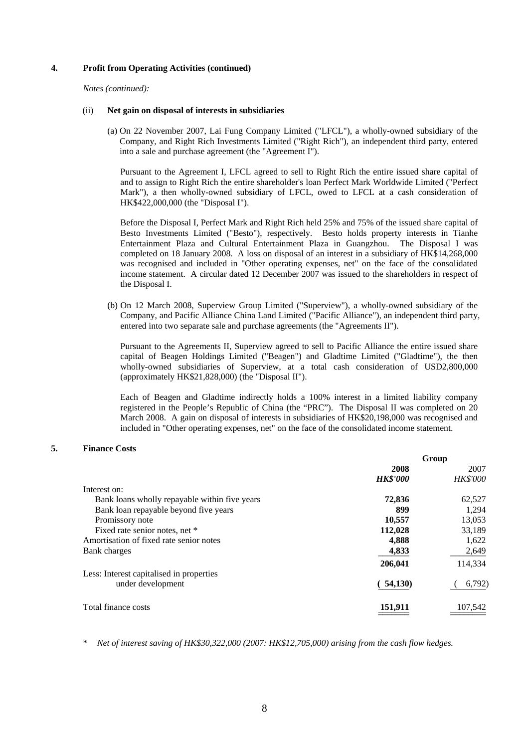## 4. Profit from Operating Activities (continued)

*Notes (continued):*

(ii) **Net gain on disposal of interests in subsidiaries**

(a) On 22 November 2007, Lai Fung Company Limited ("LFCL"), a wholly-owned subsidiary of the Company, and Right Rich Investments Limited ("Right Rich"), an independent third party, entered into a sale and purchase agreement (the "Agreement I").

Pursuant to the Agreement I, LFCL agreed to sell to Right Rich the entire issued share capital of and to assign to Right Rich the entire shareholder's loan Perfect Mark Worldwide Limited ("Perfect Mark"), a then wholly-owned subsidiary of LFCL, owed to LFCL at a cash consideration of HK$422,000,000 (the "Disposal I").

Before the Disposal I, Perfect Mark and Right Rich held 25% and 75% of the issued share capital of Besto Investments Limited ("Besto"), respectively. Besto holds property interests in Tianhe Entertainment Plaza and Cultural Entertainment Plaza in Guangzhou. The Disposal I was completed on 18 January 2008. A loss on disposal of an interest in a subsidiary of HK$14,268,000 was recognised and included in "Other operating expenses, net" on the face of the consolidated income statement. A circular dated 12 December 2007 was issued to the shareholders in respect of the Disposal I.

(b) On 12 March 2008, Superview Group Limited ("Superview"), a wholly-owned subsidiary of the Company, and Pacific Alliance China Land Limited ("Pacific Alliance"), an independent third party, entered into two separate sale and purchase agreements (the "Agreements II").

Pursuant to the Agreements II, Superview agreed to sell to Pacific Alliance the entire issued share capital of Beagen Holdings Limited ("Beagen") and Gladtime Limited ("Gladtime"), the then wholly-owned subsidiaries of Superview, at a total cash consideration of USD2,800,000 (approximately HK$21,828,000) (the "Disposal II").

Each of Beagen and Gladtime indirectly holds a 100% interest in a limited liability company registered in the People's Republic of China (the "PRC"). The Disposal II was completed on 20 March 2008. A gain on disposal of interests in subsidiaries of HK$20,198,000 was recognised and included in "Other operating expenses, net" on the face of the consolidated income statement.

## 5. Finance Costs

| | Group | |
|---|---|---|
| | **2008** | 2007 |
| | ***HK$'000*** | *HK$'000* |
| Interest on: | | |
| Bank loans wholly repayable within five years | **72,836** | 62,527 |
| Bank loan repayable beyond five years | **899** | 1,294 |
| Promissory note | **10,557** | 13,053 |
| Fixed rate senior notes, net * | **112,028** | 33,189 |
| Amortisation of fixed rate senior notes | **4,888** | 1,622 |
| Bank charges | **4,833** | 2,649 |
| | **206,041** | 114,334 |
| Less: Interest capitalised in properties under development | **(54,130)** | (6,792) |
| Total finance costs | **151,911** | 107,542 |

\* *Net of interest saving of HK$30,322,000 (2007: HK$12,705,000) arising from the cash flow hedges.*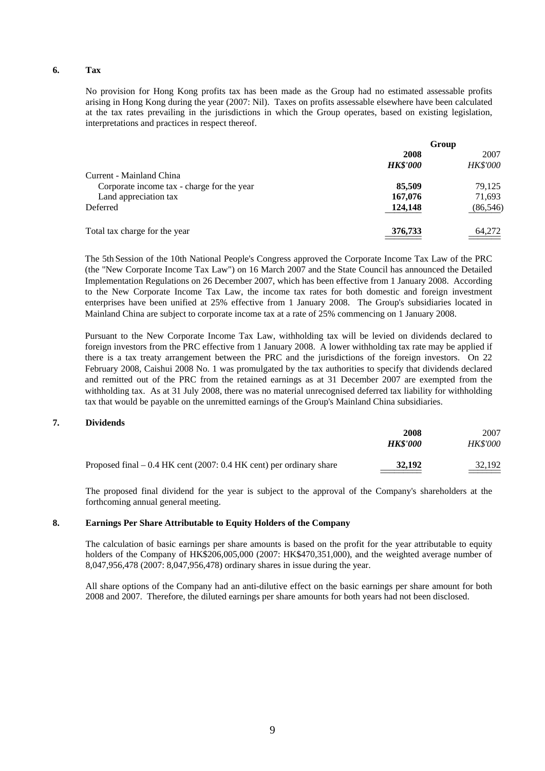## 6. Tax

No provision for Hong Kong profits tax has been made as the Group had no estimated assessable profits arising in Hong Kong during the year (2007: Nil). Taxes on profits assessable elsewhere have been calculated at the tax rates prevailing in the jurisdictions in which the Group operates, based on existing legislation, interpretations and practices in respect thereof.

| | Group | |
|---|---|---|
| | **2008** | 2007 |
| | ***HK$'000*** | *HK$'000* |
| Current - Mainland China | | |
| Corporate income tax - charge for the year | **85,509** | 79,125 |
| Land appreciation tax | **167,076** | 71,693 |
| Deferred | **124,148** | (86,546) |
| Total tax charge for the year | **376,733** | 64,272 |

The 5th Session of the 10th National People's Congress approved the Corporate Income Tax Law of the PRC (the "New Corporate Income Tax Law") on 16 March 2007 and the State Council has announced the Detailed Implementation Regulations on 26 December 2007, which has been effective from 1 January 2008. According to the New Corporate Income Tax Law, the income tax rates for both domestic and foreign investment enterprises have been unified at 25% effective from 1 January 2008. The Group's subsidiaries located in Mainland China are subject to corporate income tax at a rate of 25% commencing on 1 January 2008.

Pursuant to the New Corporate Income Tax Law, withholding tax will be levied on dividends declared to foreign investors from the PRC effective from 1 January 2008. A lower withholding tax rate may be applied if there is a tax treaty arrangement between the PRC and the jurisdictions of the foreign investors. On 22 February 2008, Caishui 2008 No. 1 was promulgated by the tax authorities to specify that dividends declared and remitted out of the PRC from the retained earnings as at 31 December 2007 are exempted from the withholding tax. As at 31 July 2008, there was no material unrecognised deferred tax liability for withholding tax that would be payable on the unremitted earnings of the Group's Mainland China subsidiaries.

## 7. Dividends

| | **2008** | 2007 |
|---|---|---|
| | ***HK$'000*** | *HK$'000* |
| Proposed final – 0.4 HK cent (2007: 0.4 HK cent) per ordinary share | **32,192** | 32,192 |

The proposed final dividend for the year is subject to the approval of the Company's shareholders at the forthcoming annual general meeting.

## 8. Earnings Per Share Attributable to Equity Holders of the Company

The calculation of basic earnings per share amounts is based on the profit for the year attributable to equity holders of the Company of HK$206,005,000 (2007: HK$470,351,000), and the weighted average number of 8,047,956,478 (2007: 8,047,956,478) ordinary shares in issue during the year.

All share options of the Company had an anti-dilutive effect on the basic earnings per share amount for both 2008 and 2007. Therefore, the diluted earnings per share amounts for both years had not been disclosed.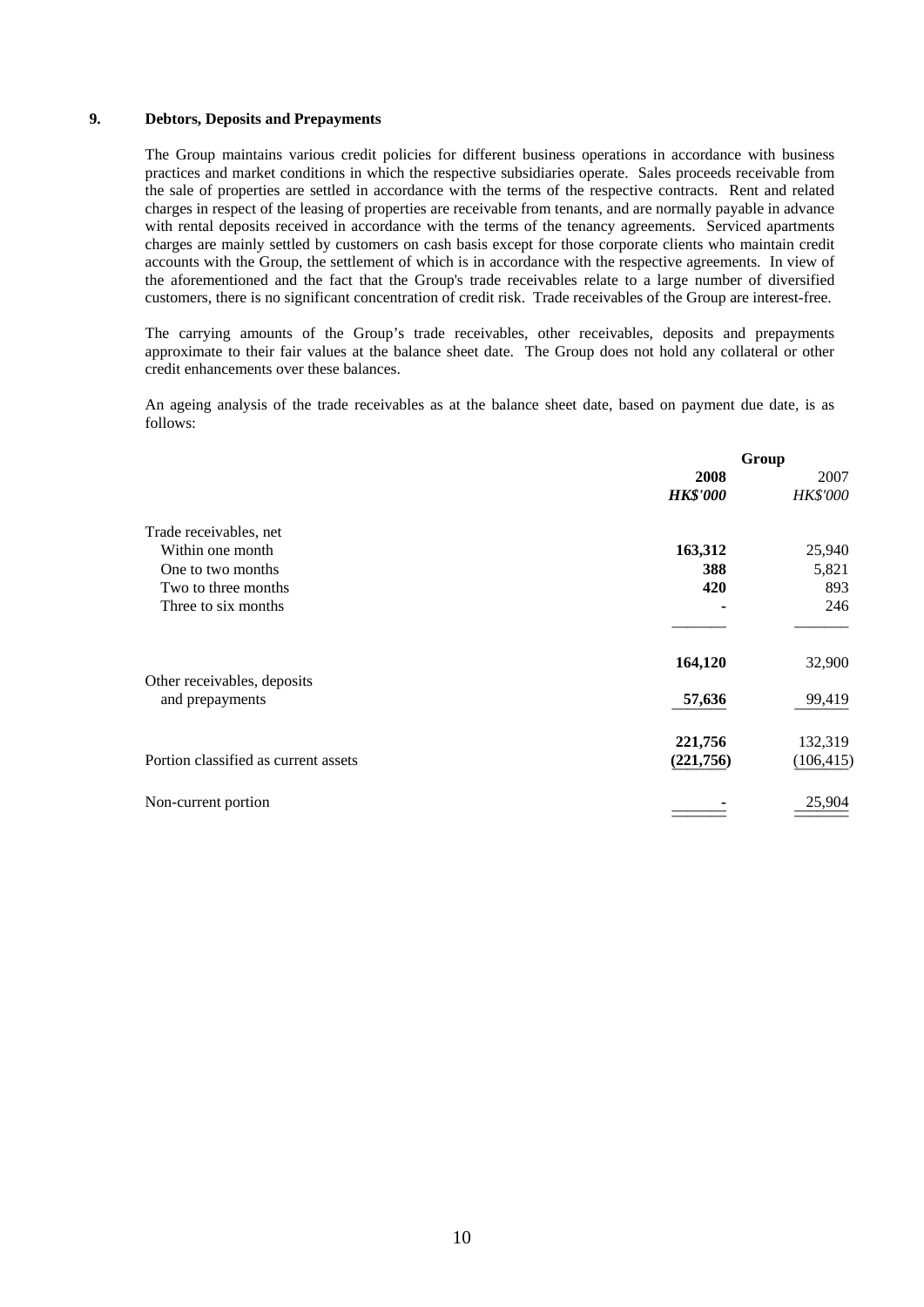## 9. Debtors, Deposits and Prepayments

The Group maintains various credit policies for different business operations in accordance with business practices and market conditions in which the respective subsidiaries operate. Sales proceeds receivable from the sale of properties are settled in accordance with the terms of the respective contracts. Rent and related charges in respect of the leasing of properties are receivable from tenants, and are normally payable in advance with rental deposits received in accordance with the terms of the tenancy agreements. Serviced apartments charges are mainly settled by customers on cash basis except for those corporate clients who maintain credit accounts with the Group, the settlement of which is in accordance with the respective agreements. In view of the aforementioned and the fact that the Group's trade receivables relate to a large number of diversified customers, there is no significant concentration of credit risk. Trade receivables of the Group are interest-free.

The carrying amounts of the Group's trade receivables, other receivables, deposits and prepayments approximate to their fair values at the balance sheet date. The Group does not hold any collateral or other credit enhancements over these balances.

An ageing analysis of the trade receivables as at the balance sheet date, based on payment due date, is as follows:

| | Group | |
|---|---|---|
| | **2008** | 2007 |
| | ***HK$'000*** | *HK$'000* |
| Trade receivables, net | | |
| Within one month | **163,312** | 25,940 |
| One to two months | **388** | 5,821 |
| Two to three months | **420** | 893 |
| Three to six months | **-** | 246 |
| | **164,120** | 32,900 |
| Other receivables, deposits and prepayments | **57,636** | 99,419 |
| | **221,756** | 132,319 |
| Portion classified as current assets | **(221,756)** | (106,415) |
| Non-current portion | **-** | 25,904 |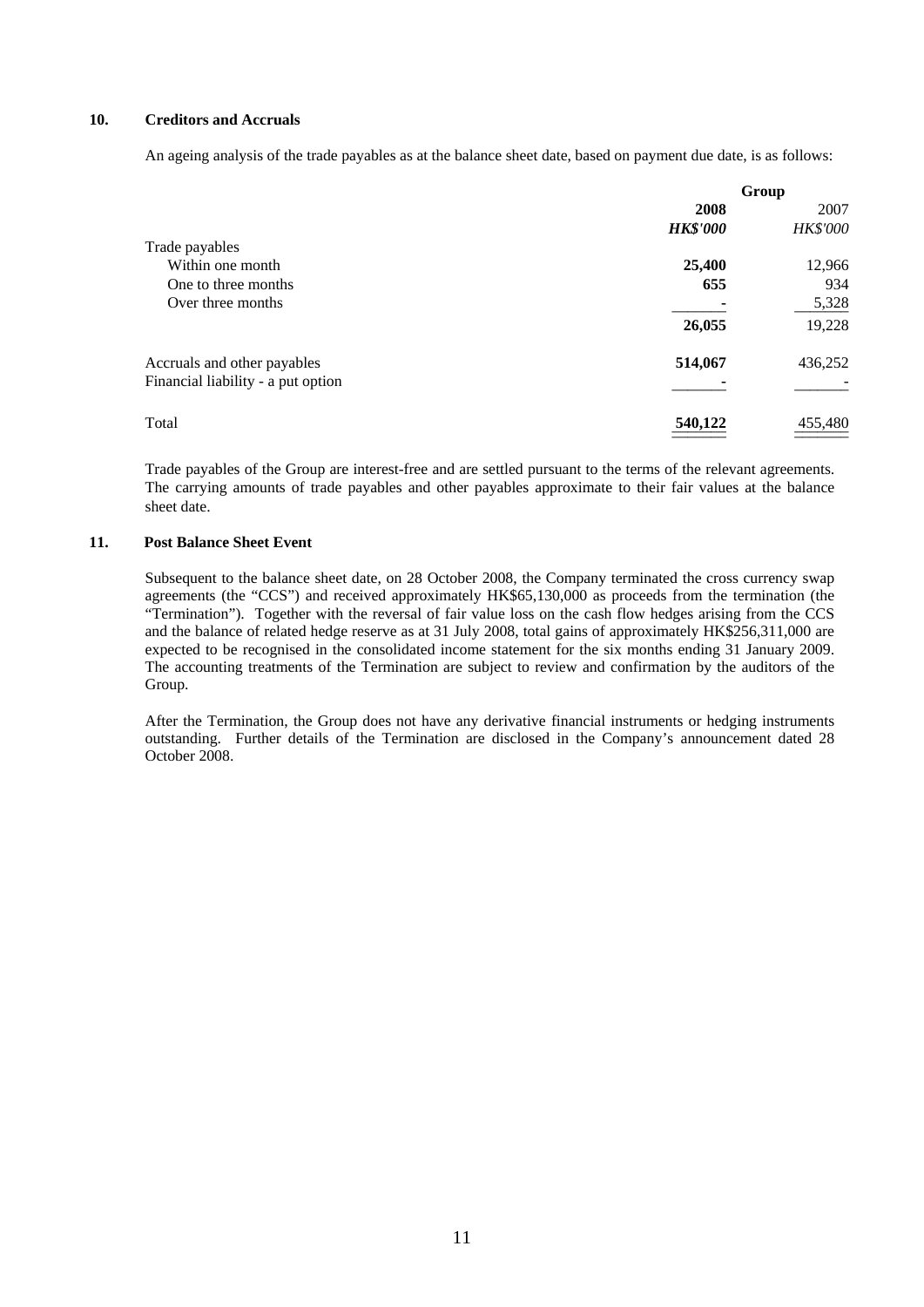## 10. Creditors and Accruals

An ageing analysis of the trade payables as at the balance sheet date, based on payment due date, is as follows:

| | Group | |
|---|---|---|
| | **2008** | 2007 |
| | ***HK$'000*** | *HK$'000* |
| Trade payables | | |
| Within one month | **25,400** | 12,966 |
| One to three months | **655** | 934 |
| Over three months | **-** | 5,328 |
| | **26,055** | 19,228 |
| Accruals and other payables | **514,067** | 436,252 |
| Financial liability - a put option | **-** | - |
| Total | **540,122** | 455,480 |

Trade payables of the Group are interest-free and are settled pursuant to the terms of the relevant agreements. The carrying amounts of trade payables and other payables approximate to their fair values at the balance sheet date.

## 11. Post Balance Sheet Event

Subsequent to the balance sheet date, on 28 October 2008, the Company terminated the cross currency swap agreements (the "CCS") and received approximately HK$65,130,000 as proceeds from the termination (the "Termination"). Together with the reversal of fair value loss on the cash flow hedges arising from the CCS and the balance of related hedge reserve as at 31 July 2008, total gains of approximately HK$256,311,000 are expected to be recognised in the consolidated income statement for the six months ending 31 January 2009. The accounting treatments of the Termination are subject to review and confirmation by the auditors of the Group.

After the Termination, the Group does not have any derivative financial instruments or hedging instruments outstanding. Further details of the Termination are disclosed in the Company's announcement dated 28 October 2008.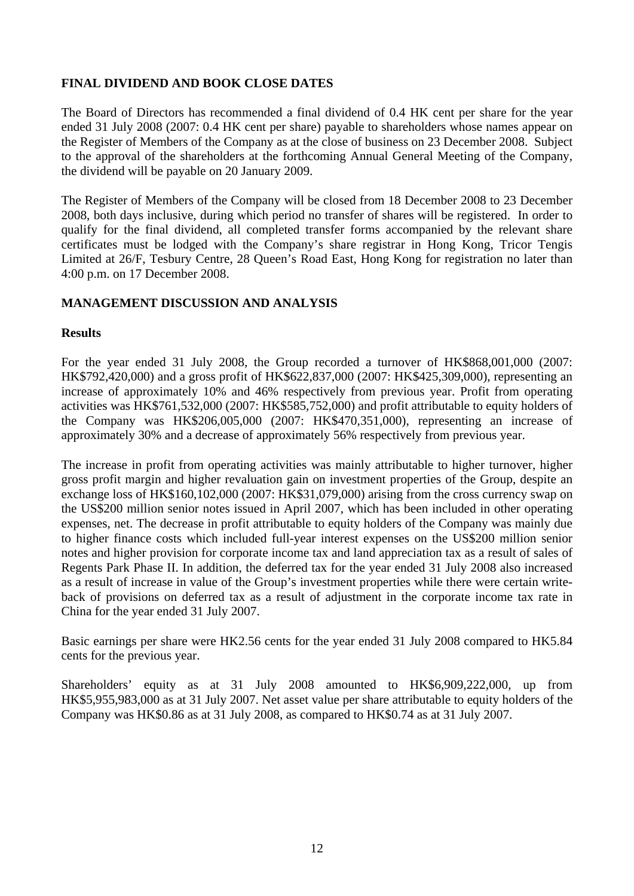## FINAL DIVIDEND AND BOOK CLOSE DATES

The Board of Directors has recommended a final dividend of 0.4 HK cent per share for the year ended 31 July 2008 (2007: 0.4 HK cent per share) payable to shareholders whose names appear on the Register of Members of the Company as at the close of business on 23 December 2008. Subject to the approval of the shareholders at the forthcoming Annual General Meeting of the Company, the dividend will be payable on 20 January 2009.

The Register of Members of the Company will be closed from 18 December 2008 to 23 December 2008, both days inclusive, during which period no transfer of shares will be registered. In order to qualify for the final dividend, all completed transfer forms accompanied by the relevant share certificates must be lodged with the Company's share registrar in Hong Kong, Tricor Tengis Limited at 26/F, Tesbury Centre, 28 Queen's Road East, Hong Kong for registration no later than 4:00 p.m. on 17 December 2008.

## MANAGEMENT DISCUSSION AND ANALYSIS

### Results

For the year ended 31 July 2008, the Group recorded a turnover of HK$868,001,000 (2007: HK$792,420,000) and a gross profit of HK$622,837,000 (2007: HK$425,309,000), representing an increase of approximately 10% and 46% respectively from previous year. Profit from operating activities was HK$761,532,000 (2007: HK$585,752,000) and profit attributable to equity holders of the Company was HK$206,005,000 (2007: HK$470,351,000), representing an increase of approximately 30% and a decrease of approximately 56% respectively from previous year.

The increase in profit from operating activities was mainly attributable to higher turnover, higher gross profit margin and higher revaluation gain on investment properties of the Group, despite an exchange loss of HK$160,102,000 (2007: HK$31,079,000) arising from the cross currency swap on the US$200 million senior notes issued in April 2007, which has been included in other operating expenses, net. The decrease in profit attributable to equity holders of the Company was mainly due to higher finance costs which included full-year interest expenses on the US$200 million senior notes and higher provision for corporate income tax and land appreciation tax as a result of sales of Regents Park Phase II. In addition, the deferred tax for the year ended 31 July 2008 also increased as a result of increase in value of the Group's investment properties while there were certain write-back of provisions on deferred tax as a result of adjustment in the corporate income tax rate in China for the year ended 31 July 2007.

Basic earnings per share were HK2.56 cents for the year ended 31 July 2008 compared to HK5.84 cents for the previous year.

Shareholders' equity as at 31 July 2008 amounted to HK$6,909,222,000, up from HK$5,955,983,000 as at 31 July 2007. Net asset value per share attributable to equity holders of the Company was HK$0.86 as at 31 July 2008, as compared to HK$0.74 as at 31 July 2007.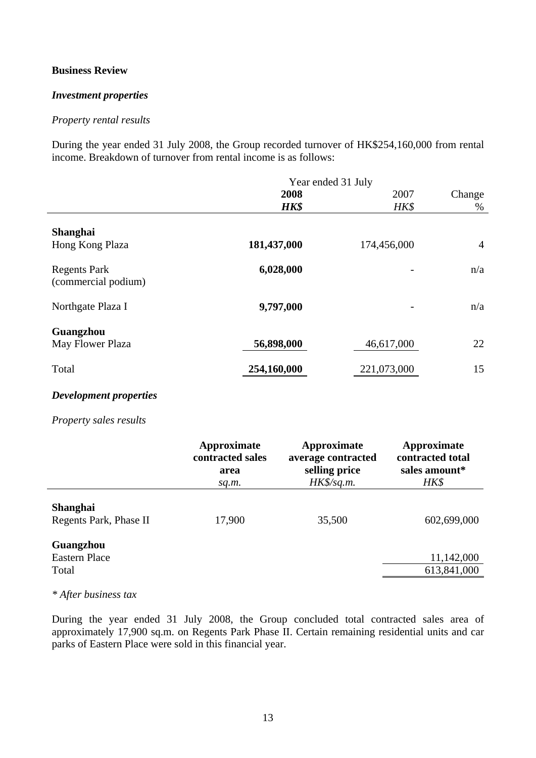**Business Review**

***Investment properties***

*Property rental results*

During the year ended 31 July 2008, the Group recorded turnover of HK$254,160,000 from rental income. Breakdown of turnover from rental income is as follows:

| | Year ended 31 July | | |
|---|---|---|---|
| | **2008** | 2007 | Change |
| | ***HK$*** | *HK$* | % |
| **Shanghai** | | | |
| Hong Kong Plaza | **181,437,000** | 174,456,000 | 4 |
| Regents Park (commercial podium) | **6,028,000** | - | n/a |
| Northgate Plaza I | **9,797,000** | - | n/a |
| **Guangzhou** | | | |
| May Flower Plaza | **56,898,000** | 46,617,000 | 22 |
| Total | **254,160,000** | 221,073,000 | 15 |

***Development properties***

*Property sales results*

| | **Approximate contracted sales area** | **Approximate average contracted selling price** | **Approximate contracted total sales amount*** |
|---|---|---|---|
| | *sq.m.* | *HK$/sq.m.* | *HK$* |
| **Shanghai** | | | |
| Regents Park, Phase II | 17,900 | 35,500 | 602,699,000 |
| **Guangzhou** | | | |
| Eastern Place | | | 11,142,000 |
| Total | | | 613,841,000 |

*\* After business tax*

During the year ended 31 July 2008, the Group concluded total contracted sales area of approximately 17,900 sq.m. on Regents Park Phase II. Certain remaining residential units and car parks of Eastern Place were sold in this financial year.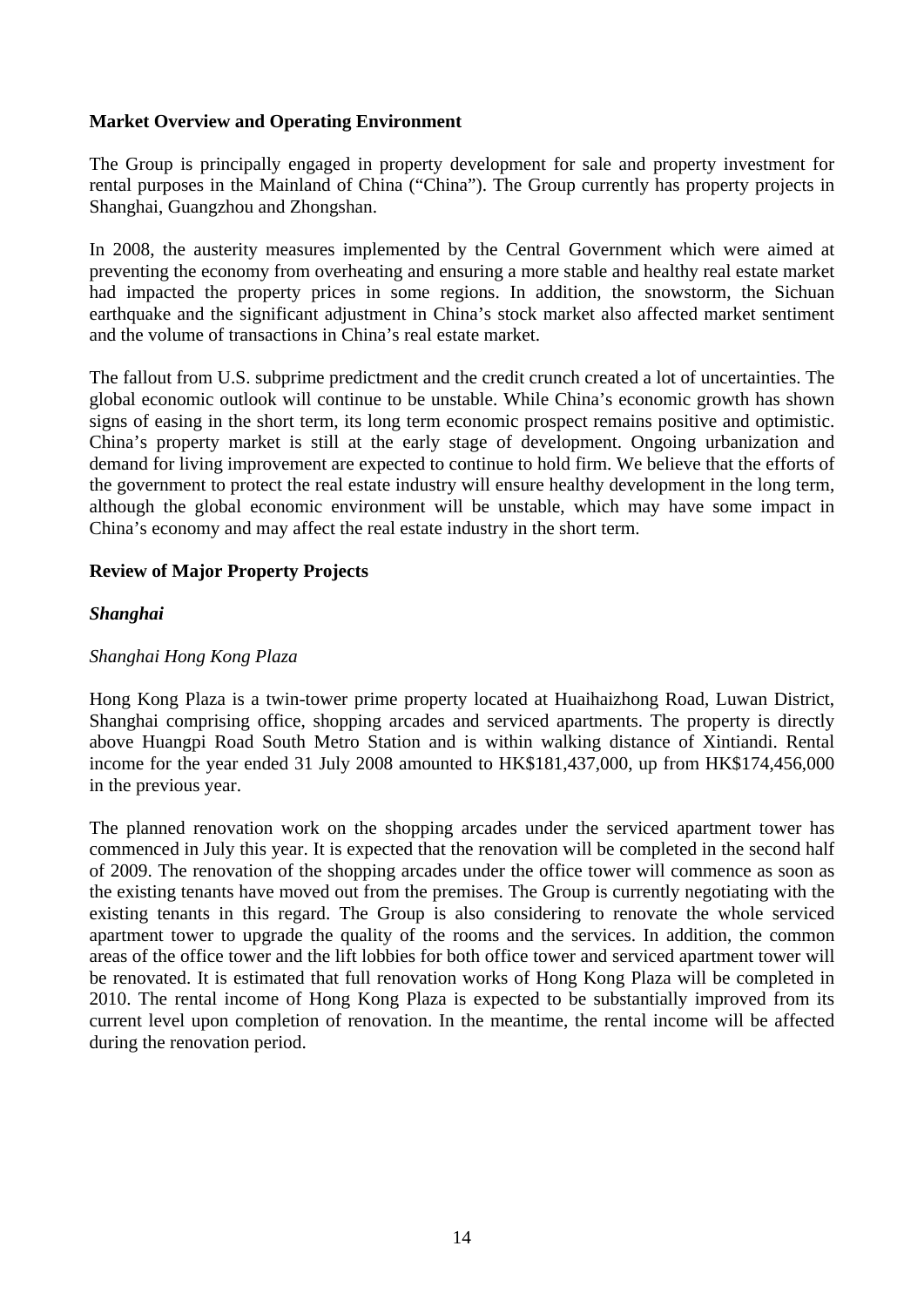**Market Overview and Operating Environment**

The Group is principally engaged in property development for sale and property investment for rental purposes in the Mainland of China ("China"). The Group currently has property projects in Shanghai, Guangzhou and Zhongshan.

In 2008, the austerity measures implemented by the Central Government which were aimed at preventing the economy from overheating and ensuring a more stable and healthy real estate market had impacted the property prices in some regions. In addition, the snowstorm, the Sichuan earthquake and the significant adjustment in China's stock market also affected market sentiment and the volume of transactions in China's real estate market.

The fallout from U.S. subprime predictment and the credit crunch created a lot of uncertainties. The global economic outlook will continue to be unstable. While China's economic growth has shown signs of easing in the short term, its long term economic prospect remains positive and optimistic. China's property market is still at the early stage of development. Ongoing urbanization and demand for living improvement are expected to continue to hold firm. We believe that the efforts of the government to protect the real estate industry will ensure healthy development in the long term, although the global economic environment will be unstable, which may have some impact in China's economy and may affect the real estate industry in the short term.

**Review of Major Property Projects**

***Shanghai***

*Shanghai Hong Kong Plaza*

Hong Kong Plaza is a twin-tower prime property located at Huaihaizhong Road, Luwan District, Shanghai comprising office, shopping arcades and serviced apartments. The property is directly above Huangpi Road South Metro Station and is within walking distance of Xintiandi. Rental income for the year ended 31 July 2008 amounted to HK$181,437,000, up from HK$174,456,000 in the previous year.

The planned renovation work on the shopping arcades under the serviced apartment tower has commenced in July this year. It is expected that the renovation will be completed in the second half of 2009. The renovation of the shopping arcades under the office tower will commence as soon as the existing tenants have moved out from the premises. The Group is currently negotiating with the existing tenants in this regard. The Group is also considering to renovate the whole serviced apartment tower to upgrade the quality of the rooms and the services. In addition, the common areas of the office tower and the lift lobbies for both office tower and serviced apartment tower will be renovated. It is estimated that full renovation works of Hong Kong Plaza will be completed in 2010. The rental income of Hong Kong Plaza is expected to be substantially improved from its current level upon completion of renovation. In the meantime, the rental income will be affected during the renovation period.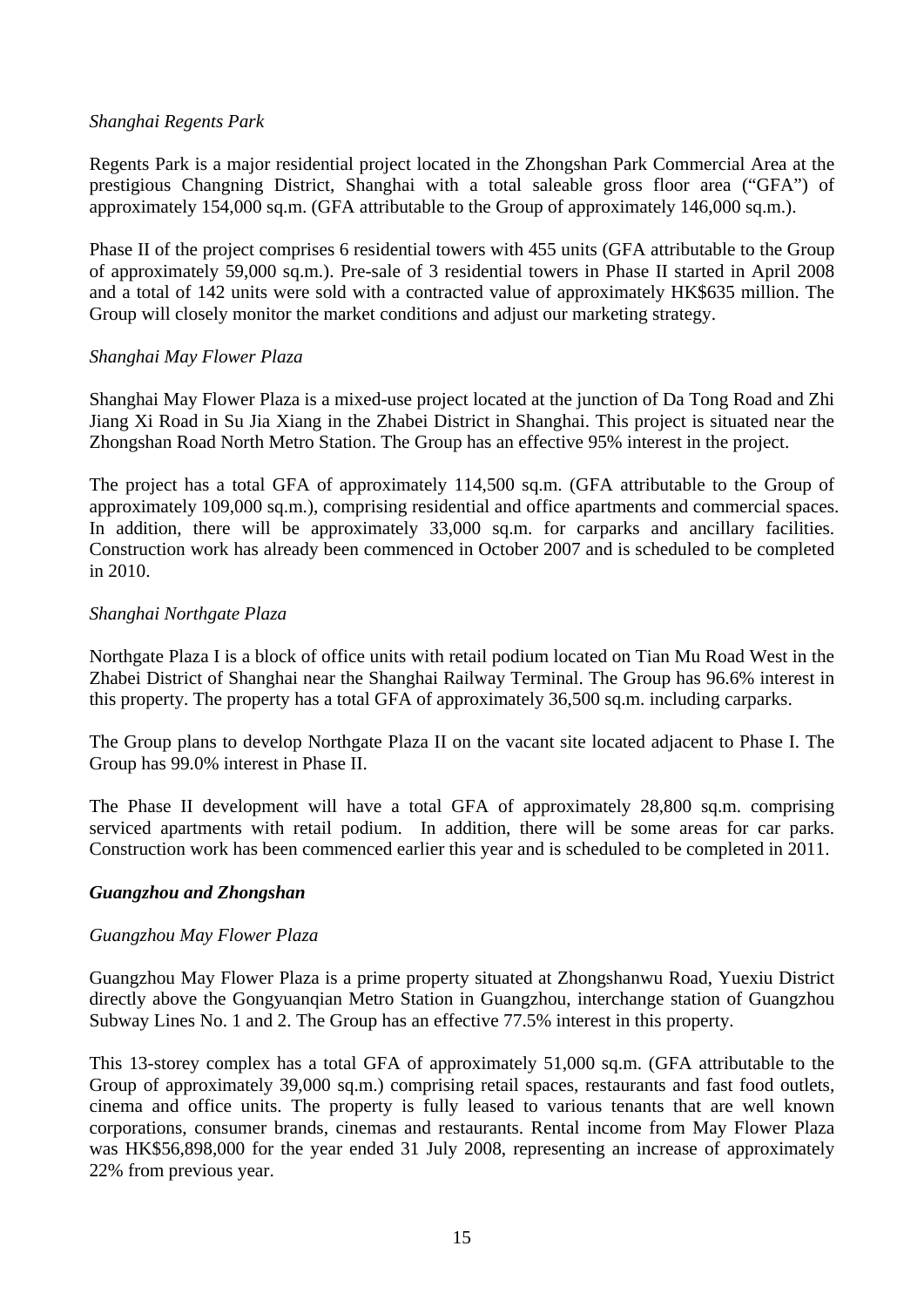*Shanghai Regents Park*

Regents Park is a major residential project located in the Zhongshan Park Commercial Area at the prestigious Changning District, Shanghai with a total saleable gross floor area ("GFA") of approximately 154,000 sq.m. (GFA attributable to the Group of approximately 146,000 sq.m.).

Phase II of the project comprises 6 residential towers with 455 units (GFA attributable to the Group of approximately 59,000 sq.m.). Pre-sale of 3 residential towers in Phase II started in April 2008 and a total of 142 units were sold with a contracted value of approximately HK$635 million. The Group will closely monitor the market conditions and adjust our marketing strategy.

*Shanghai May Flower Plaza*

Shanghai May Flower Plaza is a mixed-use project located at the junction of Da Tong Road and Zhi Jiang Xi Road in Su Jia Xiang in the Zhabei District in Shanghai. This project is situated near the Zhongshan Road North Metro Station. The Group has an effective 95% interest in the project.

The project has a total GFA of approximately 114,500 sq.m. (GFA attributable to the Group of approximately 109,000 sq.m.), comprising residential and office apartments and commercial spaces. In addition, there will be approximately 33,000 sq.m. for carparks and ancillary facilities. Construction work has already been commenced in October 2007 and is scheduled to be completed in 2010.

*Shanghai Northgate Plaza*

Northgate Plaza I is a block of office units with retail podium located on Tian Mu Road West in the Zhabei District of Shanghai near the Shanghai Railway Terminal. The Group has 96.6% interest in this property. The property has a total GFA of approximately 36,500 sq.m. including carparks.

The Group plans to develop Northgate Plaza II on the vacant site located adjacent to Phase I. The Group has 99.0% interest in Phase II.

The Phase II development will have a total GFA of approximately 28,800 sq.m. comprising serviced apartments with retail podium. In addition, there will be some areas for car parks. Construction work has been commenced earlier this year and is scheduled to be completed in 2011.

***Guangzhou and Zhongshan***

*Guangzhou May Flower Plaza*

Guangzhou May Flower Plaza is a prime property situated at Zhongshanwu Road, Yuexiu District directly above the Gongyuanqian Metro Station in Guangzhou, interchange station of Guangzhou Subway Lines No. 1 and 2. The Group has an effective 77.5% interest in this property.

This 13-storey complex has a total GFA of approximately 51,000 sq.m. (GFA attributable to the Group of approximately 39,000 sq.m.) comprising retail spaces, restaurants and fast food outlets, cinema and office units. The property is fully leased to various tenants that are well known corporations, consumer brands, cinemas and restaurants. Rental income from May Flower Plaza was HK$56,898,000 for the year ended 31 July 2008, representing an increase of approximately 22% from previous year.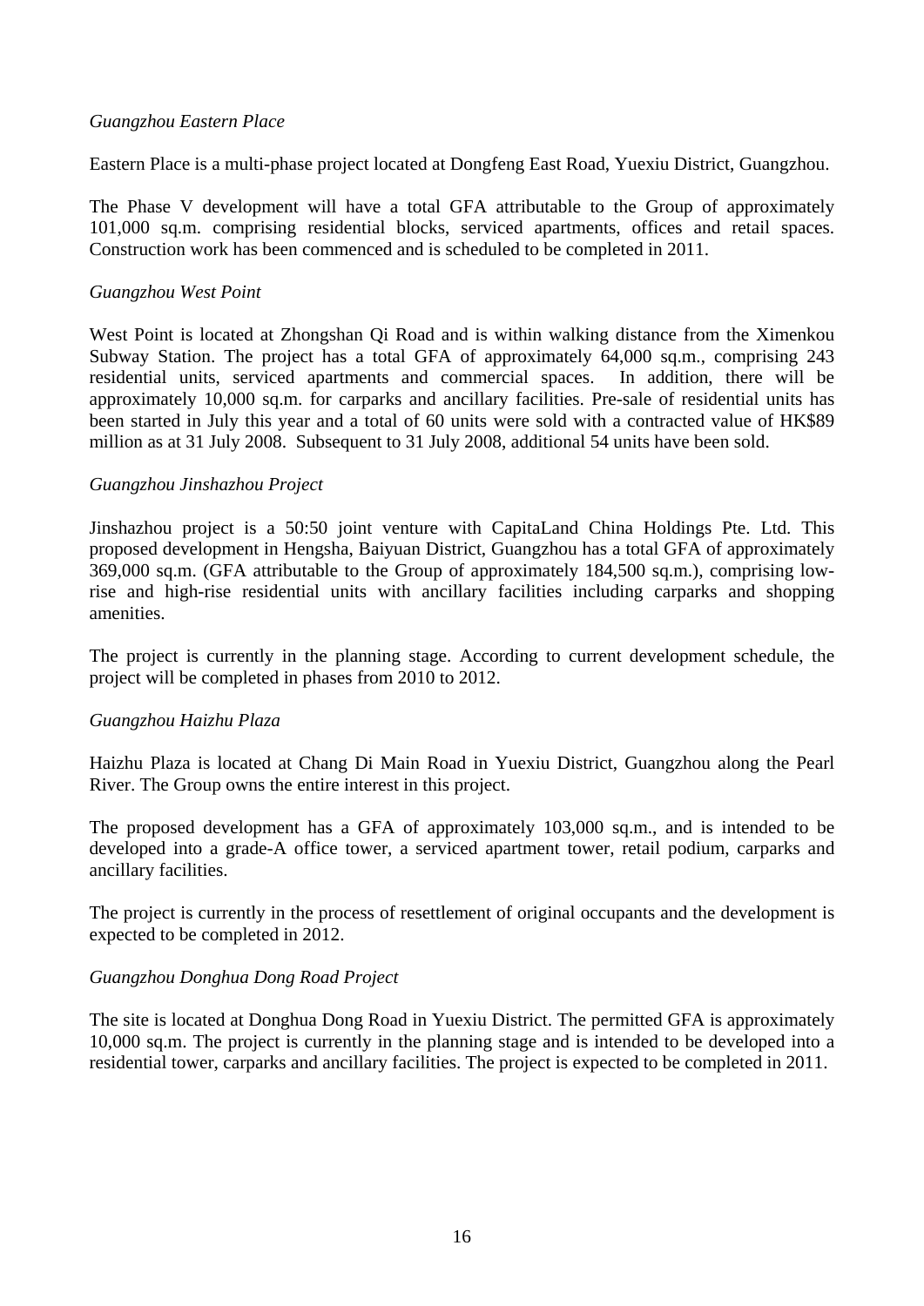*Guangzhou Eastern Place*

Eastern Place is a multi-phase project located at Dongfeng East Road, Yuexiu District, Guangzhou.

The Phase V development will have a total GFA attributable to the Group of approximately 101,000 sq.m. comprising residential blocks, serviced apartments, offices and retail spaces. Construction work has been commenced and is scheduled to be completed in 2011.

*Guangzhou West Point*

West Point is located at Zhongshan Qi Road and is within walking distance from the Ximenkou Subway Station. The project has a total GFA of approximately 64,000 sq.m., comprising 243 residential units, serviced apartments and commercial spaces. In addition, there will be approximately 10,000 sq.m. for carparks and ancillary facilities. Pre-sale of residential units has been started in July this year and a total of 60 units were sold with a contracted value of HK$89 million as at 31 July 2008. Subsequent to 31 July 2008, additional 54 units have been sold.

*Guangzhou Jinshazhou Project*

Jinshazhou project is a 50:50 joint venture with CapitaLand China Holdings Pte. Ltd. This proposed development in Hengsha, Baiyuan District, Guangzhou has a total GFA of approximately 369,000 sq.m. (GFA attributable to the Group of approximately 184,500 sq.m.), comprising low-rise and high-rise residential units with ancillary facilities including carparks and shopping amenities.

The project is currently in the planning stage. According to current development schedule, the project will be completed in phases from 2010 to 2012.

*Guangzhou Haizhu Plaza*

Haizhu Plaza is located at Chang Di Main Road in Yuexiu District, Guangzhou along the Pearl River. The Group owns the entire interest in this project.

The proposed development has a GFA of approximately 103,000 sq.m., and is intended to be developed into a grade-A office tower, a serviced apartment tower, retail podium, carparks and ancillary facilities.

The project is currently in the process of resettlement of original occupants and the development is expected to be completed in 2012.

*Guangzhou Donghua Dong Road Project*

The site is located at Donghua Dong Road in Yuexiu District. The permitted GFA is approximately 10,000 sq.m. The project is currently in the planning stage and is intended to be developed into a residential tower, carparks and ancillary facilities. The project is expected to be completed in 2011.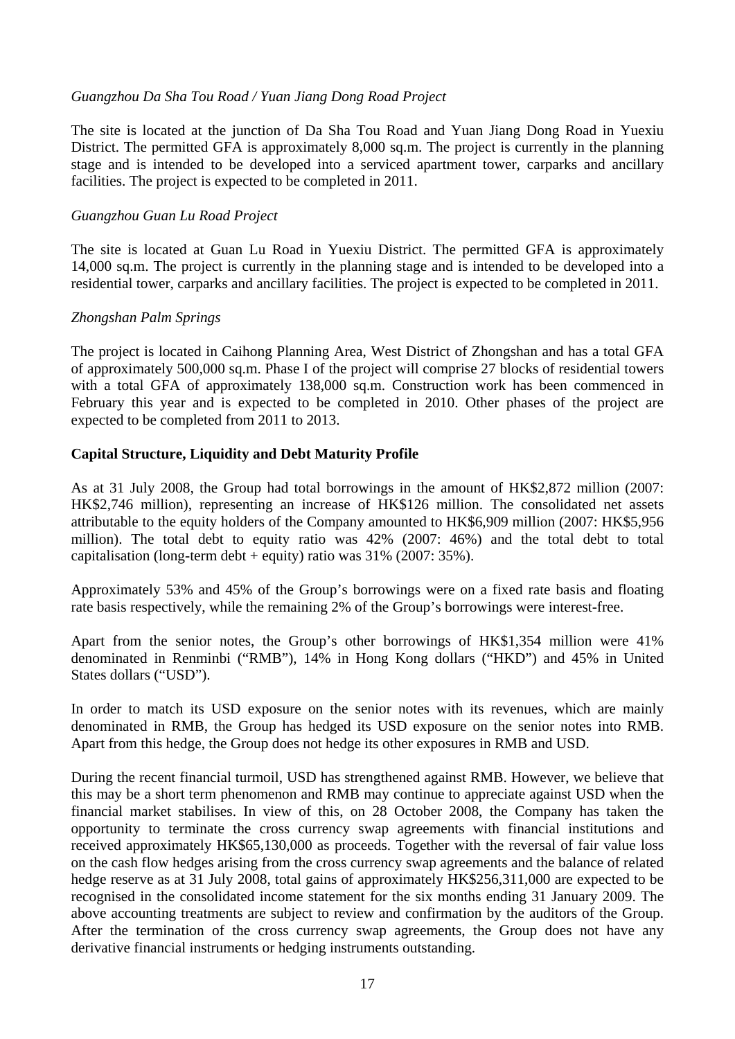*Guangzhou Da Sha Tou Road / Yuan Jiang Dong Road Project*

The site is located at the junction of Da Sha Tou Road and Yuan Jiang Dong Road in Yuexiu District. The permitted GFA is approximately 8,000 sq.m. The project is currently in the planning stage and is intended to be developed into a serviced apartment tower, carparks and ancillary facilities. The project is expected to be completed in 2011.

*Guangzhou Guan Lu Road Project*

The site is located at Guan Lu Road in Yuexiu District. The permitted GFA is approximately 14,000 sq.m. The project is currently in the planning stage and is intended to be developed into a residential tower, carparks and ancillary facilities. The project is expected to be completed in 2011.

*Zhongshan Palm Springs*

The project is located in Caihong Planning Area, West District of Zhongshan and has a total GFA of approximately 500,000 sq.m. Phase I of the project will comprise 27 blocks of residential towers with a total GFA of approximately 138,000 sq.m. Construction work has been commenced in February this year and is expected to be completed in 2010. Other phases of the project are expected to be completed from 2011 to 2013.

**Capital Structure, Liquidity and Debt Maturity Profile**

As at 31 July 2008, the Group had total borrowings in the amount of HK$2,872 million (2007: HK$2,746 million), representing an increase of HK$126 million. The consolidated net assets attributable to the equity holders of the Company amounted to HK$6,909 million (2007: HK$5,956 million). The total debt to equity ratio was 42% (2007: 46%) and the total debt to total capitalisation (long-term debt + equity) ratio was 31% (2007: 35%).

Approximately 53% and 45% of the Group's borrowings were on a fixed rate basis and floating rate basis respectively, while the remaining 2% of the Group's borrowings were interest-free.

Apart from the senior notes, the Group's other borrowings of HK$1,354 million were 41% denominated in Renminbi ("RMB"), 14% in Hong Kong dollars ("HKD") and 45% in United States dollars ("USD").

In order to match its USD exposure on the senior notes with its revenues, which are mainly denominated in RMB, the Group has hedged its USD exposure on the senior notes into RMB. Apart from this hedge, the Group does not hedge its other exposures in RMB and USD.

During the recent financial turmoil, USD has strengthened against RMB. However, we believe that this may be a short term phenomenon and RMB may continue to appreciate against USD when the financial market stabilises. In view of this, on 28 October 2008, the Company has taken the opportunity to terminate the cross currency swap agreements with financial institutions and received approximately HK$65,130,000 as proceeds. Together with the reversal of fair value loss on the cash flow hedges arising from the cross currency swap agreements and the balance of related hedge reserve as at 31 July 2008, total gains of approximately HK$256,311,000 are expected to be recognised in the consolidated income statement for the six months ending 31 January 2009. The above accounting treatments are subject to review and confirmation by the auditors of the Group. After the termination of the cross currency swap agreements, the Group does not have any derivative financial instruments or hedging instruments outstanding.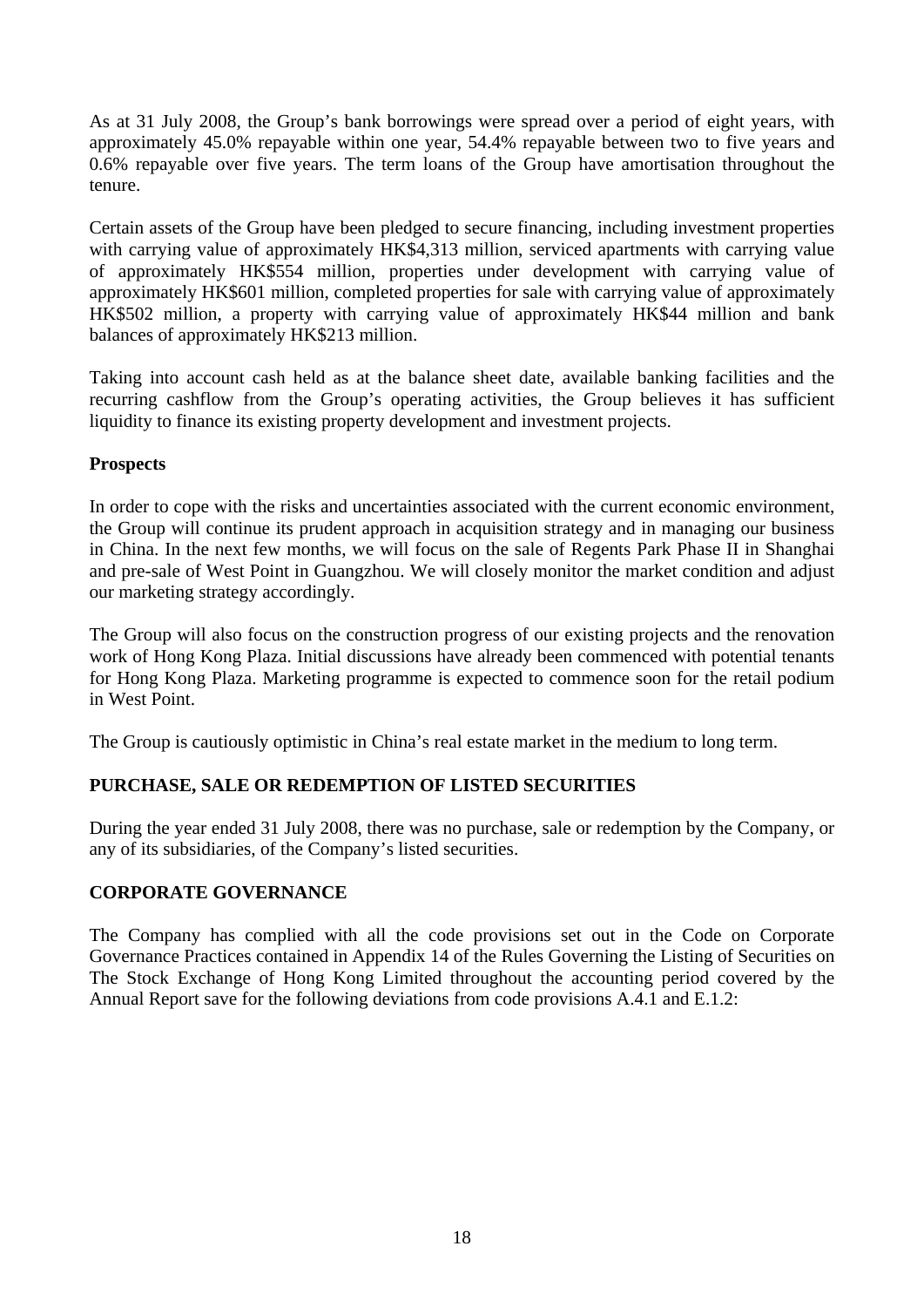As at 31 July 2008, the Group's bank borrowings were spread over a period of eight years, with approximately 45.0% repayable within one year, 54.4% repayable between two to five years and 0.6% repayable over five years. The term loans of the Group have amortisation throughout the tenure.

Certain assets of the Group have been pledged to secure financing, including investment properties with carrying value of approximately HK$4,313 million, serviced apartments with carrying value of approximately HK$554 million, properties under development with carrying value of approximately HK$601 million, completed properties for sale with carrying value of approximately HK$502 million, a property with carrying value of approximately HK$44 million and bank balances of approximately HK$213 million.

Taking into account cash held as at the balance sheet date, available banking facilities and the recurring cashflow from the Group's operating activities, the Group believes it has sufficient liquidity to finance its existing property development and investment projects.

**Prospects**

In order to cope with the risks and uncertainties associated with the current economic environment, the Group will continue its prudent approach in acquisition strategy and in managing our business in China. In the next few months, we will focus on the sale of Regents Park Phase II in Shanghai and pre-sale of West Point in Guangzhou. We will closely monitor the market condition and adjust our marketing strategy accordingly.

The Group will also focus on the construction progress of our existing projects and the renovation work of Hong Kong Plaza. Initial discussions have already been commenced with potential tenants for Hong Kong Plaza. Marketing programme is expected to commence soon for the retail podium in West Point.

The Group is cautiously optimistic in China's real estate market in the medium to long term.

## PURCHASE, SALE OR REDEMPTION OF LISTED SECURITIES

During the year ended 31 July 2008, there was no purchase, sale or redemption by the Company, or any of its subsidiaries, of the Company's listed securities.

## CORPORATE GOVERNANCE

The Company has complied with all the code provisions set out in the Code on Corporate Governance Practices contained in Appendix 14 of the Rules Governing the Listing of Securities on The Stock Exchange of Hong Kong Limited throughout the accounting period covered by the Annual Report save for the following deviations from code provisions A.4.1 and E.1.2: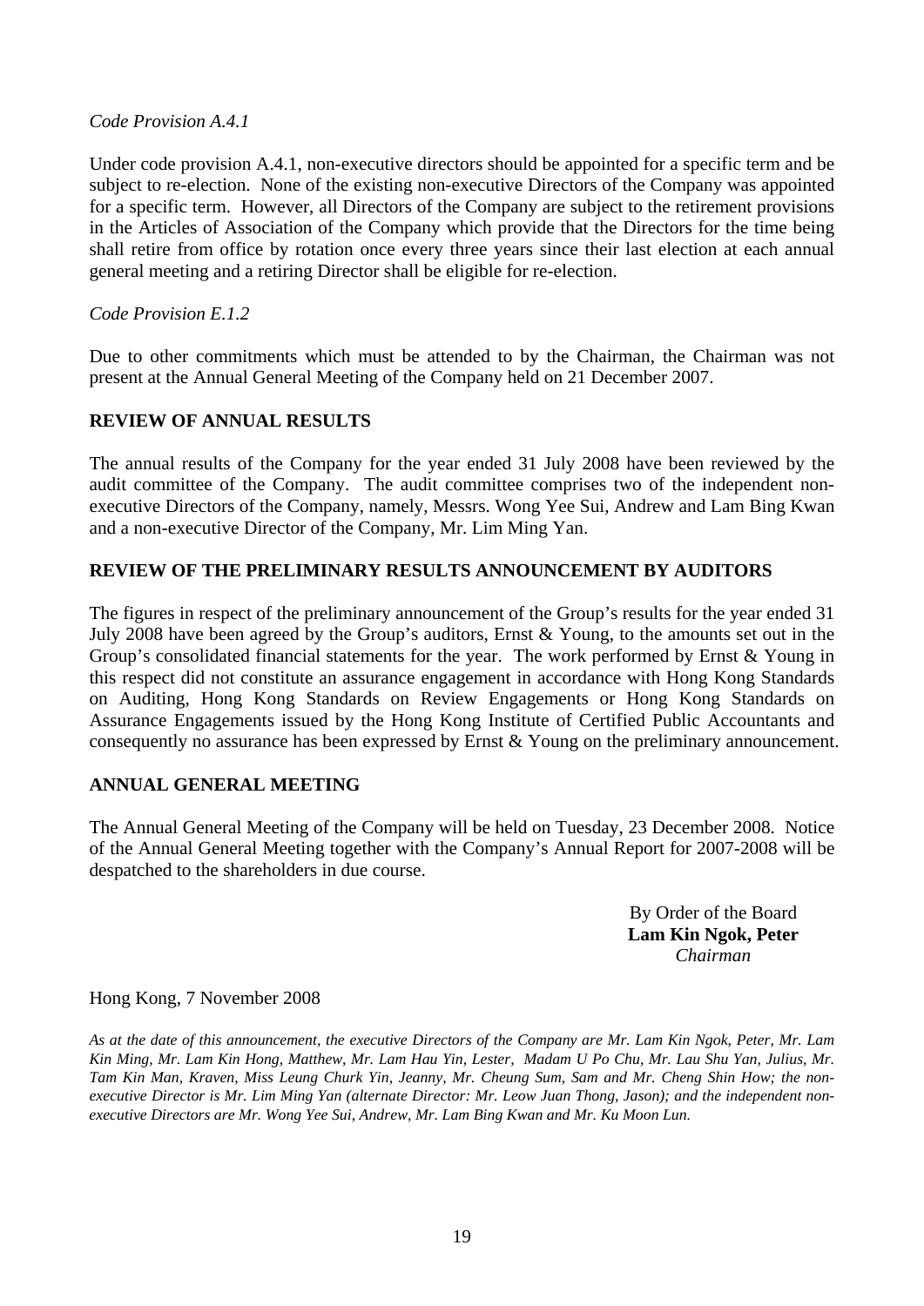*Code Provision A.4.1*

Under code provision A.4.1, non-executive directors should be appointed for a specific term and be subject to re-election. None of the existing non-executive Directors of the Company was appointed for a specific term. However, all Directors of the Company are subject to the retirement provisions in the Articles of Association of the Company which provide that the Directors for the time being shall retire from office by rotation once every three years since their last election at each annual general meeting and a retiring Director shall be eligible for re-election.

*Code Provision E.1.2*

Due to other commitments which must be attended to by the Chairman, the Chairman was not present at the Annual General Meeting of the Company held on 21 December 2007.

## REVIEW OF ANNUAL RESULTS

The annual results of the Company for the year ended 31 July 2008 have been reviewed by the audit committee of the Company. The audit committee comprises two of the independent non-executive Directors of the Company, namely, Messrs. Wong Yee Sui, Andrew and Lam Bing Kwan and a non-executive Director of the Company, Mr. Lim Ming Yan.

## REVIEW OF THE PRELIMINARY RESULTS ANNOUNCEMENT BY AUDITORS

The figures in respect of the preliminary announcement of the Group's results for the year ended 31 July 2008 have been agreed by the Group's auditors, Ernst & Young, to the amounts set out in the Group's consolidated financial statements for the year. The work performed by Ernst & Young in this respect did not constitute an assurance engagement in accordance with Hong Kong Standards on Auditing, Hong Kong Standards on Review Engagements or Hong Kong Standards on Assurance Engagements issued by the Hong Kong Institute of Certified Public Accountants and consequently no assurance has been expressed by Ernst & Young on the preliminary announcement.

## ANNUAL GENERAL MEETING

The Annual General Meeting of the Company will be held on Tuesday, 23 December 2008. Notice of the Annual General Meeting together with the Company's Annual Report for 2007-2008 will be despatched to the shareholders in due course.

By Order of the Board
**Lam Kin Ngok, Peter**
*Chairman*

Hong Kong, 7 November 2008

*As at the date of this announcement, the executive Directors of the Company are Mr. Lam Kin Ngok, Peter, Mr. Lam Kin Ming, Mr. Lam Kin Hong, Matthew, Mr. Lam Hau Yin, Lester, Madam U Po Chu, Mr. Lau Shu Yan, Julius, Mr. Tam Kin Man, Kraven, Miss Leung Churk Yin, Jeanny, Mr. Cheung Sum, Sam and Mr. Cheng Shin How; the non-executive Director is Mr. Lim Ming Yan (alternate Director: Mr. Leow Juan Thong, Jason); and the independent non-executive Directors are Mr. Wong Yee Sui, Andrew, Mr. Lam Bing Kwan and Mr. Ku Moon Lun.*